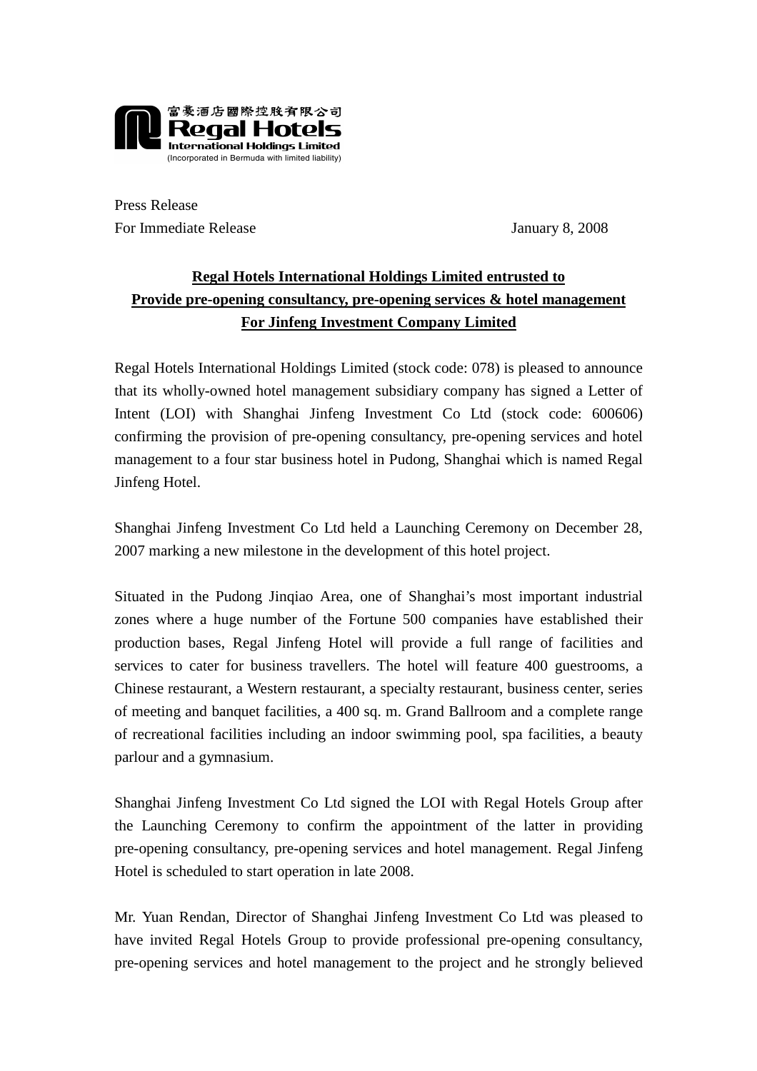富豪酒店國際控股有限公司
**Regal Hotels**
**International Holdings Limited**
(Incorporated in Bermuda with limited liability)

Press Release
For Immediate Release January 8, 2008

**Regal Hotels International Holdings Limited entrusted to**
**Provide pre-opening consultancy, pre-opening services & hotel management**
**For Jinfeng Investment Company Limited**

Regal Hotels International Holdings Limited (stock code: 078) is pleased to announce that its wholly-owned hotel management subsidiary company has signed a Letter of Intent (LOI) with Shanghai Jinfeng Investment Co Ltd (stock code: 600606) confirming the provision of pre-opening consultancy, pre-opening services and hotel management to a four star business hotel in Pudong, Shanghai which is named Regal Jinfeng Hotel.

Shanghai Jinfeng Investment Co Ltd held a Launching Ceremony on December 28, 2007 marking a new milestone in the development of this hotel project.

Situated in the Pudong Jinqiao Area, one of Shanghai's most important industrial zones where a huge number of the Fortune 500 companies have established their production bases, Regal Jinfeng Hotel will provide a full range of facilities and services to cater for business travellers. The hotel will feature 400 guestrooms, a Chinese restaurant, a Western restaurant, a specialty restaurant, business center, series of meeting and banquet facilities, a 400 sq. m. Grand Ballroom and a complete range of recreational facilities including an indoor swimming pool, spa facilities, a beauty parlour and a gymnasium.

Shanghai Jinfeng Investment Co Ltd signed the LOI with Regal Hotels Group after the Launching Ceremony to confirm the appointment of the latter in providing pre-opening consultancy, pre-opening services and hotel management. Regal Jinfeng Hotel is scheduled to start operation in late 2008.

Mr. Yuan Rendan, Director of Shanghai Jinfeng Investment Co Ltd was pleased to have invited Regal Hotels Group to provide professional pre-opening consultancy, pre-opening services and hotel management to the project and he strongly believed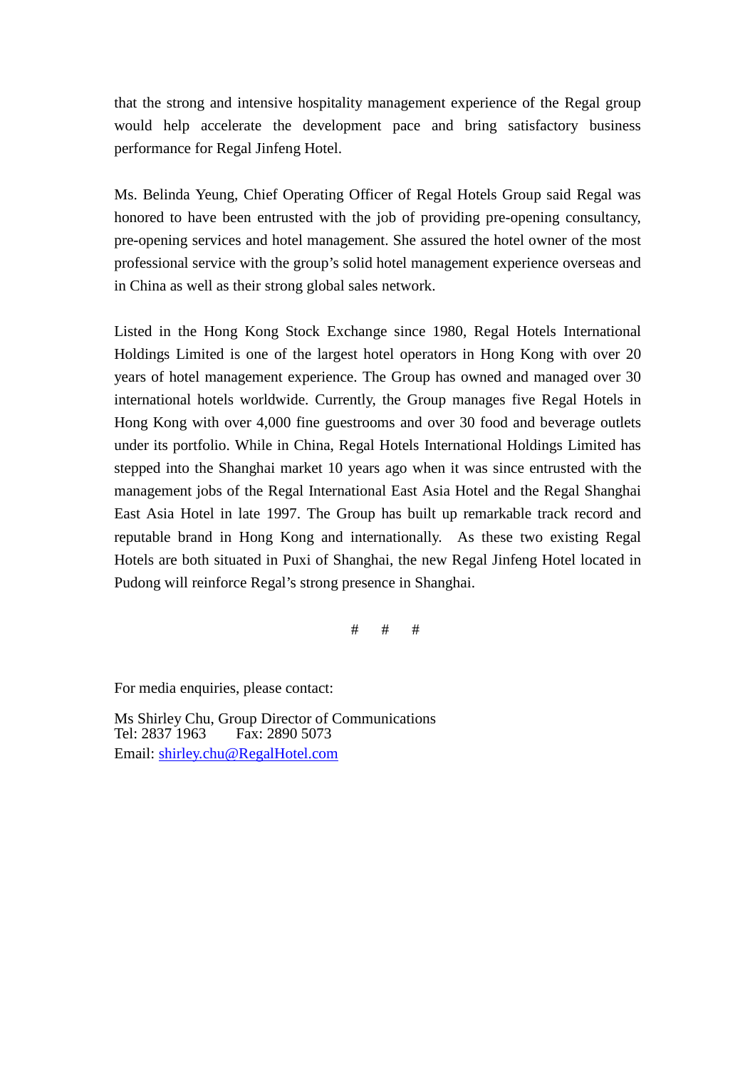that the strong and intensive hospitality management experience of the Regal group would help accelerate the development pace and bring satisfactory business performance for Regal Jinfeng Hotel.

Ms. Belinda Yeung, Chief Operating Officer of Regal Hotels Group said Regal was honored to have been entrusted with the job of providing pre-opening consultancy, pre-opening services and hotel management. She assured the hotel owner of the most professional service with the group's solid hotel management experience overseas and in China as well as their strong global sales network.

Listed in the Hong Kong Stock Exchange since 1980, Regal Hotels International Holdings Limited is one of the largest hotel operators in Hong Kong with over 20 years of hotel management experience. The Group has owned and managed over 30 international hotels worldwide. Currently, the Group manages five Regal Hotels in Hong Kong with over 4,000 fine guestrooms and over 30 food and beverage outlets under its portfolio. While in China, Regal Hotels International Holdings Limited has stepped into the Shanghai market 10 years ago when it was since entrusted with the management jobs of the Regal International East Asia Hotel and the Regal Shanghai East Asia Hotel in late 1997. The Group has built up remarkable track record and reputable brand in Hong Kong and internationally. As these two existing Regal Hotels are both situated in Puxi of Shanghai, the new Regal Jinfeng Hotel located in Pudong will reinforce Regal's strong presence in Shanghai.

# # #

For media enquiries, please contact:

Ms Shirley Chu, Group Director of Communications
Tel: 2837 1963 Fax: 2890 5073
Email: shirley.chu@RegalHotel.com